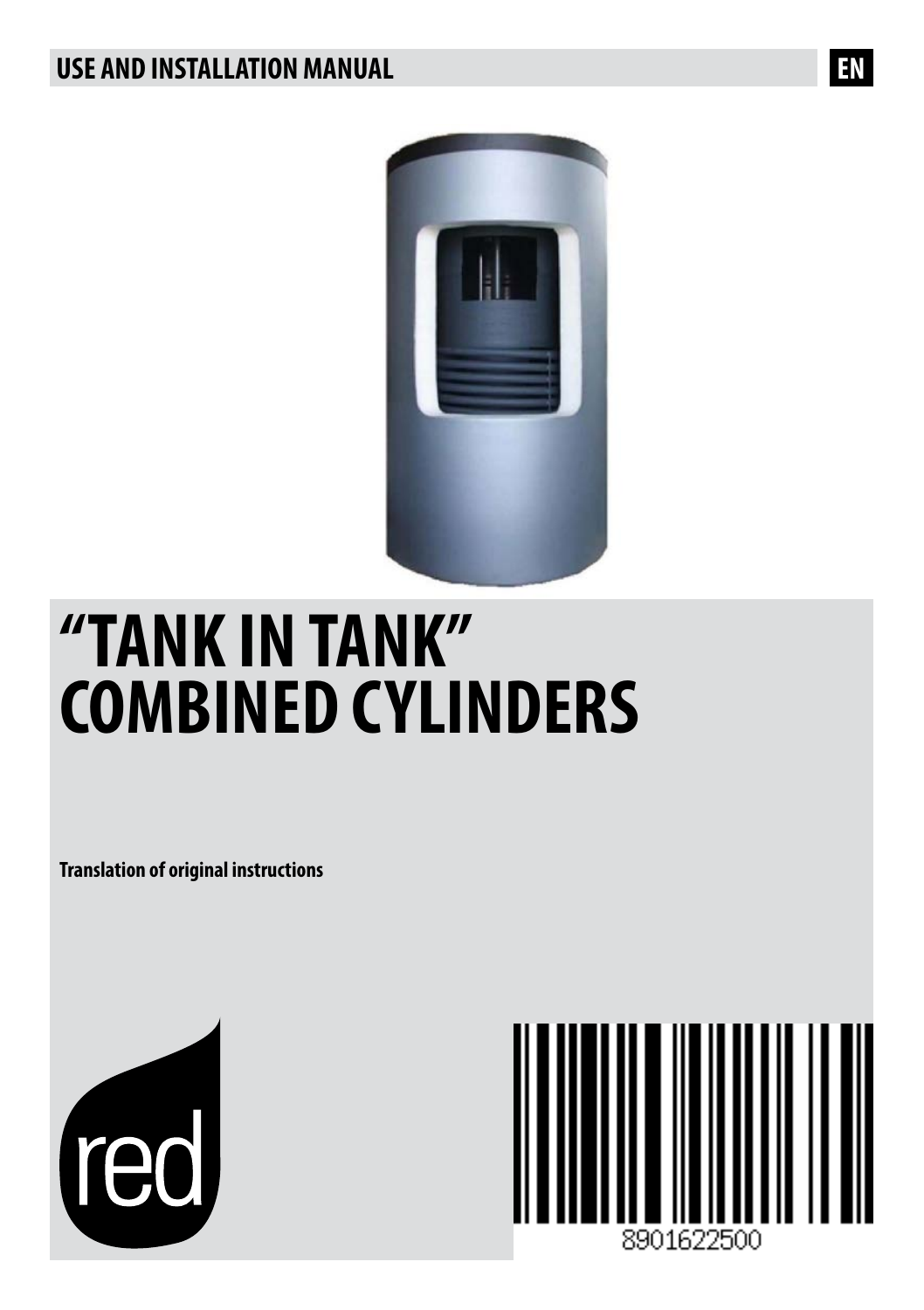USE AND INSTALLATION MANUAL

EN

# "TANK IN TANK" COMBINED CYLINDERS

**Translation of original instructions**

red

8901622500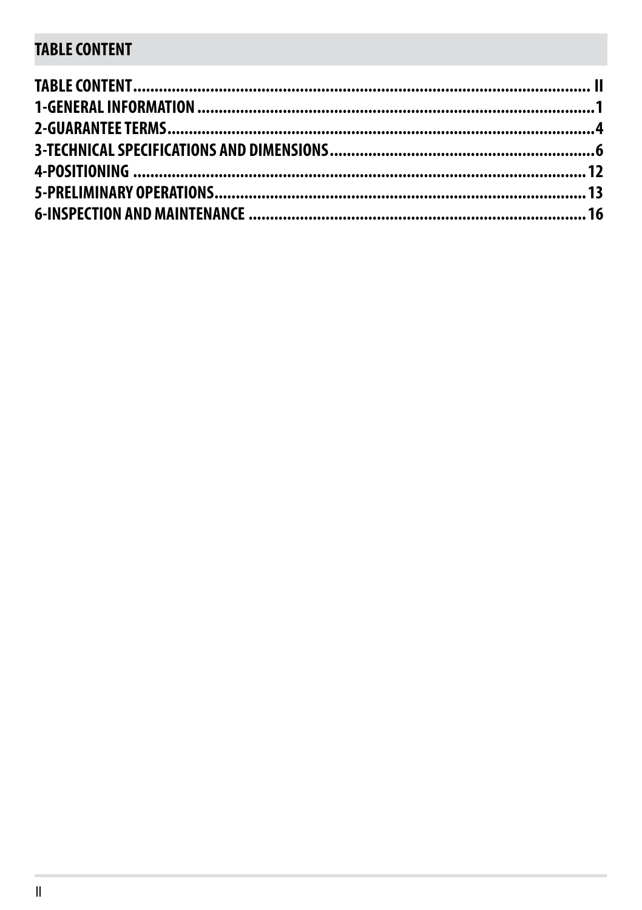## TABLE CONTENT

TABLE CONTENT ........................................................................................................ II
1-GENERAL INFORMATION ........................................................................................ 1
2-GUARANTEE TERMS .................................................................................................. 4
3-TECHNICAL SPECIFICATIONS AND DIMENSIONS ............................................... 6
4-POSITIONING .......................................................................................................... 12
5-PRELIMINARY OPERATIONS .................................................................................. 13
6-INSPECTION AND MAINTENANCE ........................................................................ 16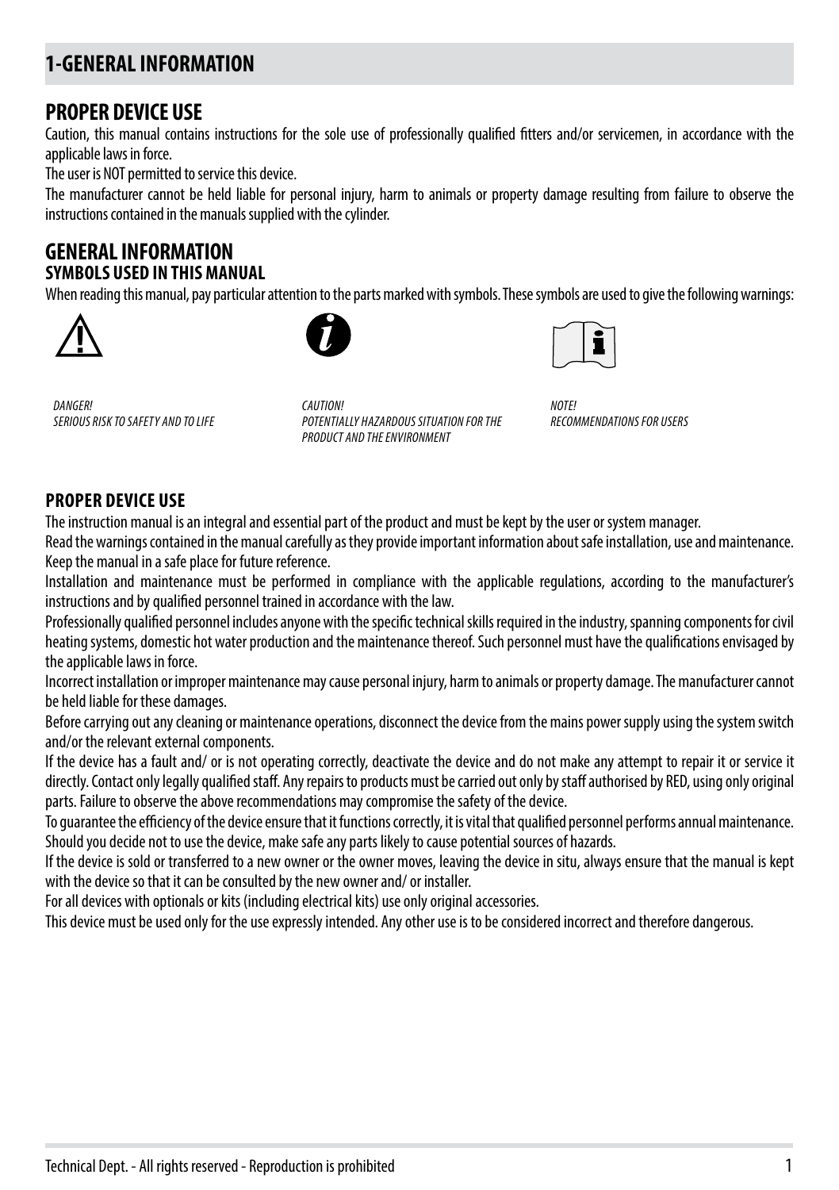# 1-GENERAL INFORMATION

## PROPER DEVICE USE

Caution, this manual contains instructions for the sole use of professionally qualified fitters and/or servicemen, in accordance with the applicable laws in force.

The user is NOT permitted to service this device.

The manufacturer cannot be held liable for personal injury, harm to animals or property damage resulting from failure to observe the instructions contained in the manuals supplied with the cylinder.

## GENERAL INFORMATION

### SYMBOLS USED IN THIS MANUAL

When reading this manual, pay particular attention to the parts marked with symbols. These symbols are used to give the following warnings:

*DANGER!*
*SERIOUS RISK TO SAFETY AND TO LIFE*

*CAUTION!*
*POTENTIALLY HAZARDOUS SITUATION FOR THE PRODUCT AND THE ENVIRONMENT*

*NOTE!*
*RECOMMENDATIONS FOR USERS*

### PROPER DEVICE USE

The instruction manual is an integral and essential part of the product and must be kept by the user or system manager.

Read the warnings contained in the manual carefully as they provide important information about safe installation, use and maintenance. Keep the manual in a safe place for future reference.

Installation and maintenance must be performed in compliance with the applicable regulations, according to the manufacturer's instructions and by qualified personnel trained in accordance with the law.

Professionally qualified personnel includes anyone with the specific technical skills required in the industry, spanning components for civil heating systems, domestic hot water production and the maintenance thereof. Such personnel must have the qualifications envisaged by the applicable laws in force.

Incorrect installation or improper maintenance may cause personal injury, harm to animals or property damage. The manufacturer cannot be held liable for these damages.

Before carrying out any cleaning or maintenance operations, disconnect the device from the mains power supply using the system switch and/or the relevant external components.

If the device has a fault and/ or is not operating correctly, deactivate the device and do not make any attempt to repair it or service it directly. Contact only legally qualified staff. Any repairs to products must be carried out only by staff authorised by RED, using only original parts. Failure to observe the above recommendations may compromise the safety of the device.

To guarantee the efficiency of the device ensure that it functions correctly, it is vital that qualified personnel performs annual maintenance.

Should you decide not to use the device, make safe any parts likely to cause potential sources of hazards.

If the device is sold or transferred to a new owner or the owner moves, leaving the device in situ, always ensure that the manual is kept with the device so that it can be consulted by the new owner and/ or installer.

For all devices with optionals or kits (including electrical kits) use only original accessories.

This device must be used only for the use expressly intended. Any other use is to be considered incorrect and therefore dangerous.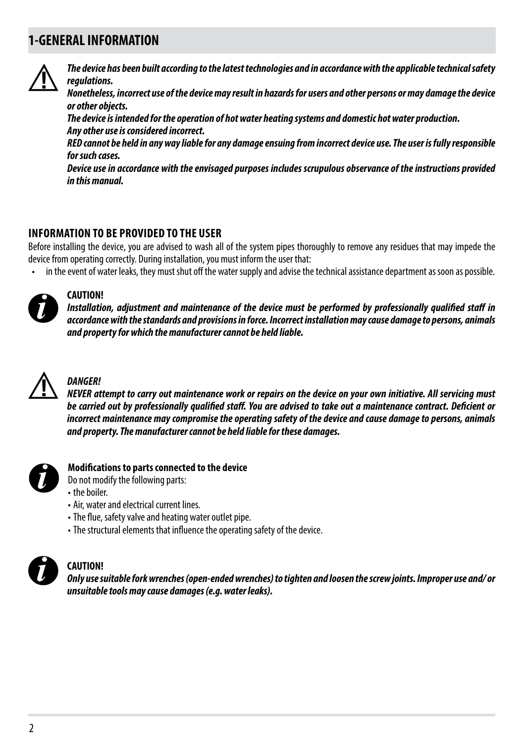# 1-GENERAL INFORMATION

***The device has been built according to the latest technologies and in accordance with the applicable technical safety regulations.***
***Nonetheless, incorrect use of the device may result in hazards for users and other persons or may damage the device or other objects.***
***The device is intended for the operation of hot water heating systems and domestic hot water production.***
***Any other use is considered incorrect.***
***RED cannot be held in any way liable for any damage ensuing from incorrect device use. The user is fully responsible for such cases.***
***Device use in accordance with the envisaged purposes includes scrupulous observance of the instructions provided in this manual.***

## INFORMATION TO BE PROVIDED TO THE USER

Before installing the device, you are advised to wash all of the system pipes thoroughly to remove any residues that may impede the device from operating correctly. During installation, you must inform the user that:

- in the event of water leaks, they must shut off the water supply and advise the technical assistance department as soon as possible.

**CAUTION!**
***Installation, adjustment and maintenance of the device must be performed by professionally qualified staff in accordance with the standards and provisions in force. Incorrect installation may cause damage to persons, animals and property for which the manufacturer cannot be held liable.***

***DANGER!***
***NEVER attempt to carry out maintenance work or repairs on the device on your own initiative. All servicing must be carried out by professionally qualified staff. You are advised to take out a maintenance contract. Deficient or incorrect maintenance may compromise the operating safety of the device and cause damage to persons, animals and property. The manufacturer cannot be held liable for these damages.***

**Modifications to parts connected to the device**
Do not modify the following parts:
- the boiler.
- Air, water and electrical current lines.
- The flue, safety valve and heating water outlet pipe.
- The structural elements that influence the operating safety of the device.

**CAUTION!**
***Only use suitable fork wrenches (open-ended wrenches) to tighten and loosen the screw joints. Improper use and/ or unsuitable tools may cause damages (e.g. water leaks).***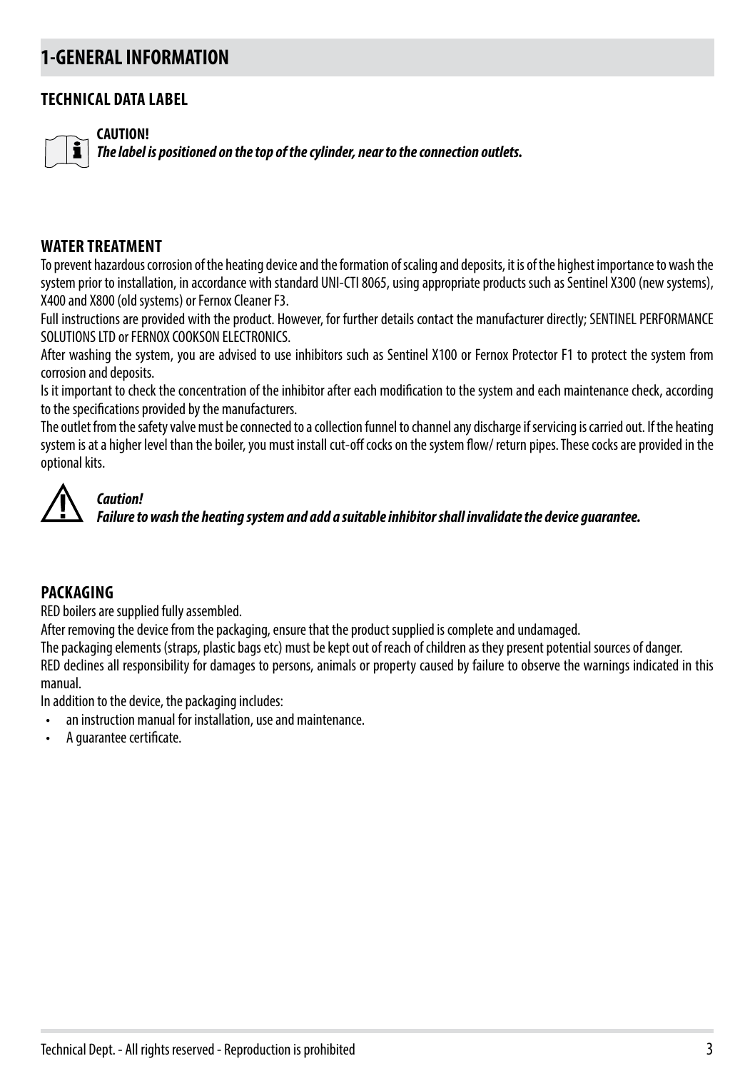# 1-GENERAL INFORMATION

## TECHNICAL DATA LABEL

**CAUTION!**
***The label is positioned on the top of the cylinder, near to the connection outlets.***

## WATER TREATMENT

To prevent hazardous corrosion of the heating device and the formation of scaling and deposits, it is of the highest importance to wash the system prior to installation, in accordance with standard UNI-CTI 8065, using appropriate products such as Sentinel X300 (new systems), X400 and X800 (old systems) or Fernox Cleaner F3.

Full instructions are provided with the product. However, for further details contact the manufacturer directly; SENTINEL PERFORMANCE SOLUTIONS LTD or FERNOX COOKSON ELECTRONICS.

After washing the system, you are advised to use inhibitors such as Sentinel X100 or Fernox Protector F1 to protect the system from corrosion and deposits.

Is it important to check the concentration of the inhibitor after each modification to the system and each maintenance check, according to the specifications provided by the manufacturers.

The outlet from the safety valve must be connected to a collection funnel to channel any discharge if servicing is carried out. If the heating system is at a higher level than the boiler, you must install cut-off cocks on the system flow/ return pipes. These cocks are provided in the optional kits.

***Caution!***
***Failure to wash the heating system and add a suitable inhibitor shall invalidate the device guarantee.***

## PACKAGING

RED boilers are supplied fully assembled.

After removing the device from the packaging, ensure that the product supplied is complete and undamaged.

The packaging elements (straps, plastic bags etc) must be kept out of reach of children as they present potential sources of danger.

RED declines all responsibility for damages to persons, animals or property caused by failure to observe the warnings indicated in this manual.

In addition to the device, the packaging includes:

- an instruction manual for installation, use and maintenance.
- A guarantee certificate.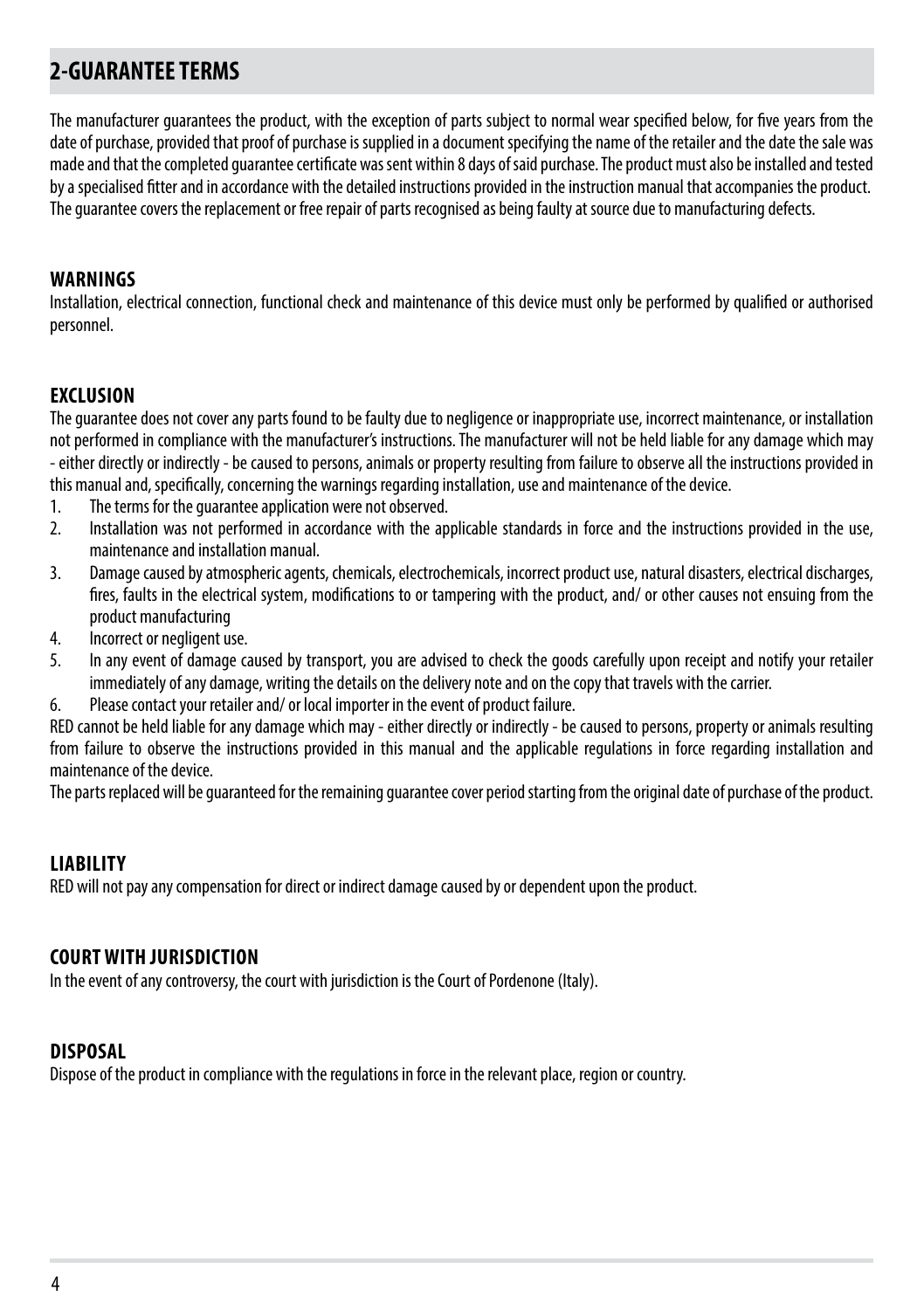## 2-GUARANTEE TERMS

The manufacturer guarantees the product, with the exception of parts subject to normal wear specified below, for five years from the date of purchase, provided that proof of purchase is supplied in a document specifying the name of the retailer and the date the sale was made and that the completed guarantee certificate was sent within 8 days of said purchase. The product must also be installed and tested by a specialised fitter and in accordance with the detailed instructions provided in the instruction manual that accompanies the product. The guarantee covers the replacement or free repair of parts recognised as being faulty at source due to manufacturing defects.

### WARNINGS

Installation, electrical connection, functional check and maintenance of this device must only be performed by qualified or authorised personnel.

### EXCLUSION

The guarantee does not cover any parts found to be faulty due to negligence or inappropriate use, incorrect maintenance, or installation not performed in compliance with the manufacturer's instructions. The manufacturer will not be held liable for any damage which may - either directly or indirectly - be caused to persons, animals or property resulting from failure to observe all the instructions provided in this manual and, specifically, concerning the warnings regarding installation, use and maintenance of the device.

1. The terms for the guarantee application were not observed.
2. Installation was not performed in accordance with the applicable standards in force and the instructions provided in the use, maintenance and installation manual.
3. Damage caused by atmospheric agents, chemicals, electrochemicals, incorrect product use, natural disasters, electrical discharges, fires, faults in the electrical system, modifications to or tampering with the product, and/ or other causes not ensuing from the product manufacturing
4. Incorrect or negligent use.
5. In any event of damage caused by transport, you are advised to check the goods carefully upon receipt and notify your retailer immediately of any damage, writing the details on the delivery note and on the copy that travels with the carrier.
6. Please contact your retailer and/ or local importer in the event of product failure.

RED cannot be held liable for any damage which may - either directly or indirectly - be caused to persons, property or animals resulting from failure to observe the instructions provided in this manual and the applicable regulations in force regarding installation and maintenance of the device.

The parts replaced will be guaranteed for the remaining guarantee cover period starting from the original date of purchase of the product.

### LIABILITY

RED will not pay any compensation for direct or indirect damage caused by or dependent upon the product.

### COURT WITH JURISDICTION

In the event of any controversy, the court with jurisdiction is the Court of Pordenone (Italy).

### DISPOSAL

Dispose of the product in compliance with the regulations in force in the relevant place, region or country.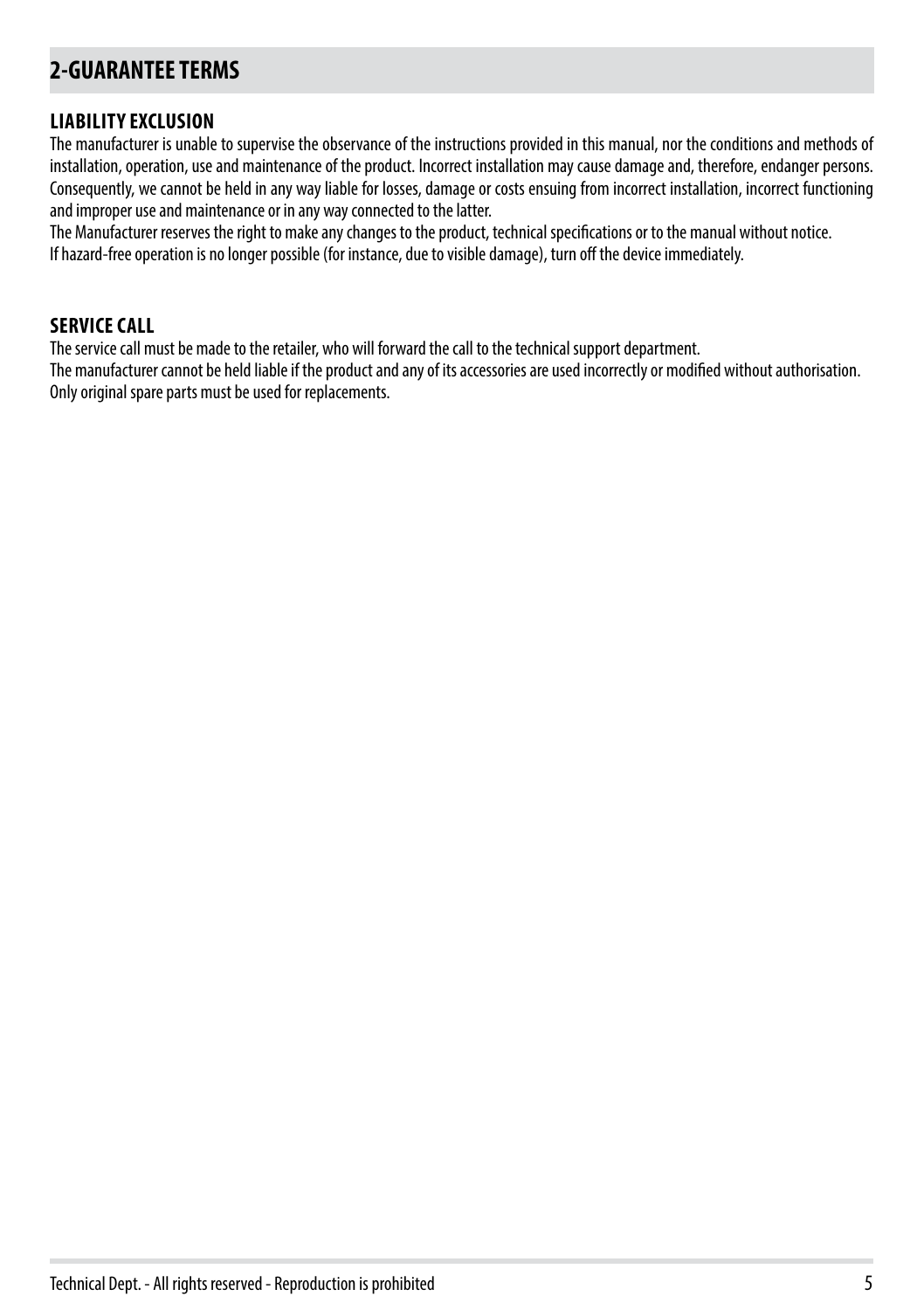## 2-GUARANTEE TERMS

### LIABILITY EXCLUSION

The manufacturer is unable to supervise the observance of the instructions provided in this manual, nor the conditions and methods of installation, operation, use and maintenance of the product. Incorrect installation may cause damage and, therefore, endanger persons. Consequently, we cannot be held in any way liable for losses, damage or costs ensuing from incorrect installation, incorrect functioning and improper use and maintenance or in any way connected to the latter.
The Manufacturer reserves the right to make any changes to the product, technical specifications or to the manual without notice.
If hazard-free operation is no longer possible (for instance, due to visible damage), turn off the device immediately.

### SERVICE CALL

The service call must be made to the retailer, who will forward the call to the technical support department.
The manufacturer cannot be held liable if the product and any of its accessories are used incorrectly or modified without authorisation.
Only original spare parts must be used for replacements.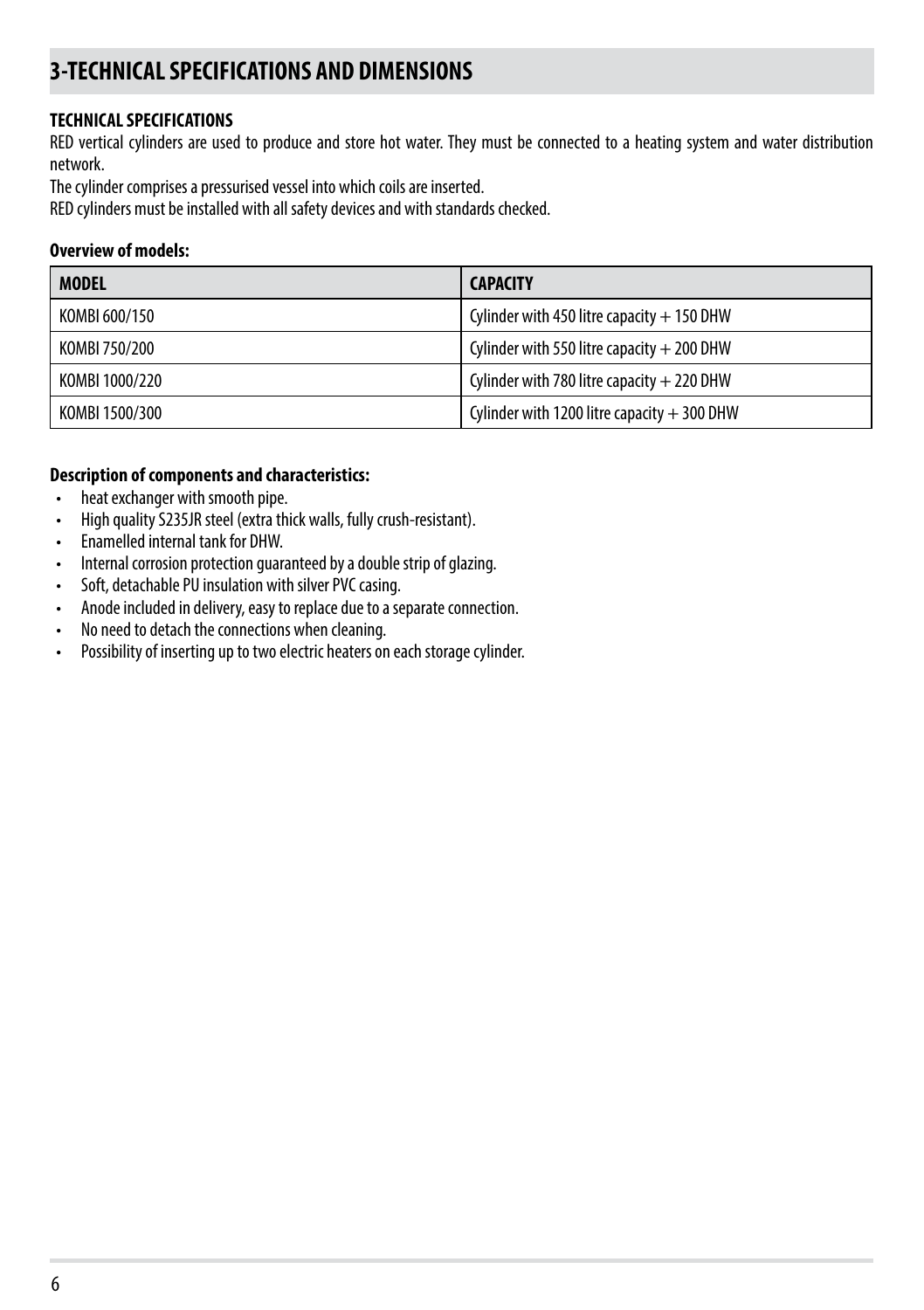# 3-TECHNICAL SPECIFICATIONS AND DIMENSIONS

**TECHNICAL SPECIFICATIONS**

RED vertical cylinders are used to produce and store hot water. They must be connected to a heating system and water distribution network.

The cylinder comprises a pressurised vessel into which coils are inserted.

RED cylinders must be installed with all safety devices and with standards checked.

**Overview of models:**

| MODEL | CAPACITY |
|---|---|
| KOMBI 600/150 | Cylinder with 450 litre capacity + 150 DHW |
| KOMBI 750/200 | Cylinder with 550 litre capacity + 200 DHW |
| KOMBI 1000/220 | Cylinder with 780 litre capacity + 220 DHW |
| KOMBI 1500/300 | Cylinder with 1200 litre capacity + 300 DHW |

**Description of components and characteristics:**

- heat exchanger with smooth pipe.
- High quality S235JR steel (extra thick walls, fully crush-resistant).
- Enamelled internal tank for DHW.
- Internal corrosion protection guaranteed by a double strip of glazing.
- Soft, detachable PU insulation with silver PVC casing.
- Anode included in delivery, easy to replace due to a separate connection.
- No need to detach the connections when cleaning.
- Possibility of inserting up to two electric heaters on each storage cylinder.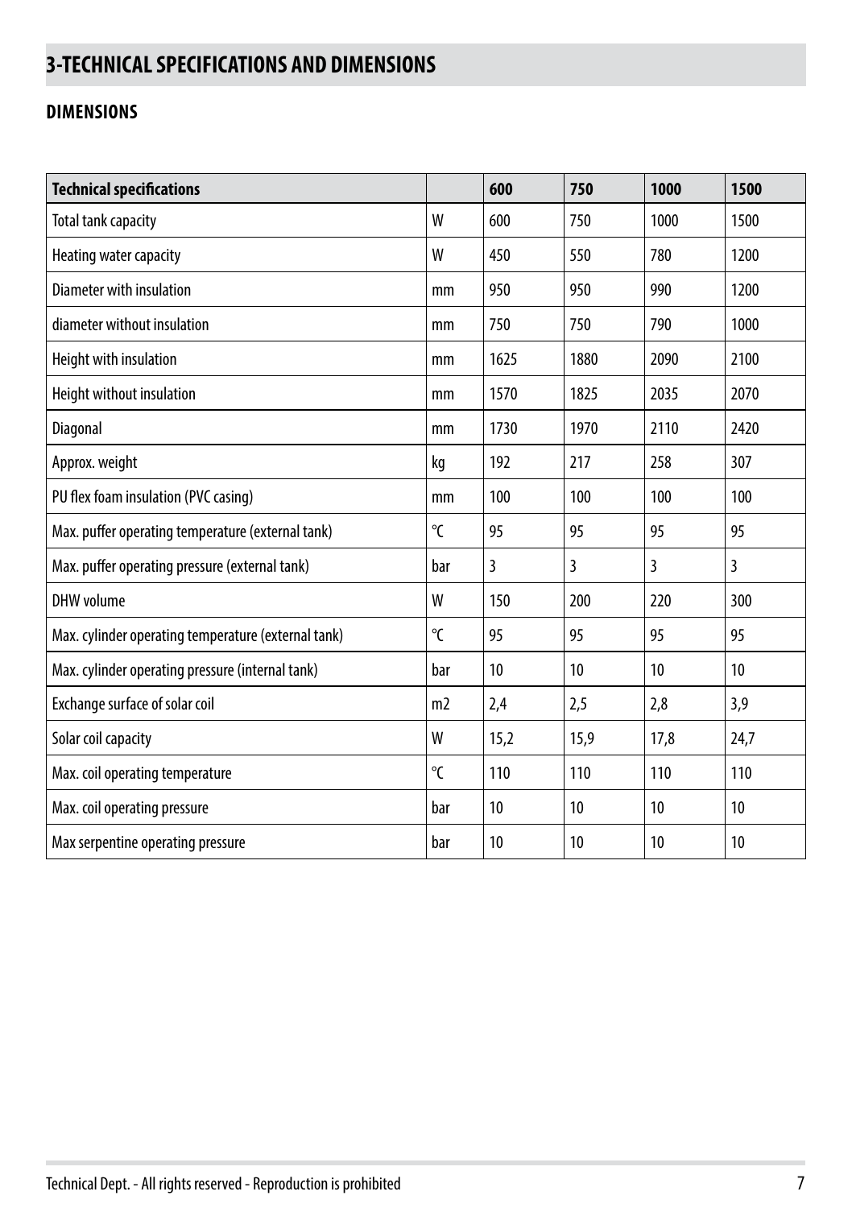# 3-TECHNICAL SPECIFICATIONS AND DIMENSIONS

## DIMENSIONS

| Technical specifications | | 600 | 750 | 1000 | 1500 |
|---|---|---|---|---|---|
| Total tank capacity | W | 600 | 750 | 1000 | 1500 |
| Heating water capacity | W | 450 | 550 | 780 | 1200 |
| Diameter with insulation | mm | 950 | 950 | 990 | 1200 |
| diameter without insulation | mm | 750 | 750 | 790 | 1000 |
| Height with insulation | mm | 1625 | 1880 | 2090 | 2100 |
| Height without insulation | mm | 1570 | 1825 | 2035 | 2070 |
| Diagonal | mm | 1730 | 1970 | 2110 | 2420 |
| Approx. weight | kg | 192 | 217 | 258 | 307 |
| PU flex foam insulation (PVC casing) | mm | 100 | 100 | 100 | 100 |
| Max. puffer operating temperature (external tank) | °C | 95 | 95 | 95 | 95 |
| Max. puffer operating pressure (external tank) | bar | 3 | 3 | 3 | 3 |
| DHW volume | W | 150 | 200 | 220 | 300 |
| Max. cylinder operating temperature (external tank) | °C | 95 | 95 | 95 | 95 |
| Max. cylinder operating pressure (internal tank) | bar | 10 | 10 | 10 | 10 |
| Exchange surface of solar coil | m2 | 2,4 | 2,5 | 2,8 | 3,9 |
| Solar coil capacity | W | 15,2 | 15,9 | 17,8 | 24,7 |
| Max. coil operating temperature | °C | 110 | 110 | 110 | 110 |
| Max. coil operating pressure | bar | 10 | 10 | 10 | 10 |
| Max serpentine operating pressure | bar | 10 | 10 | 10 | 10 |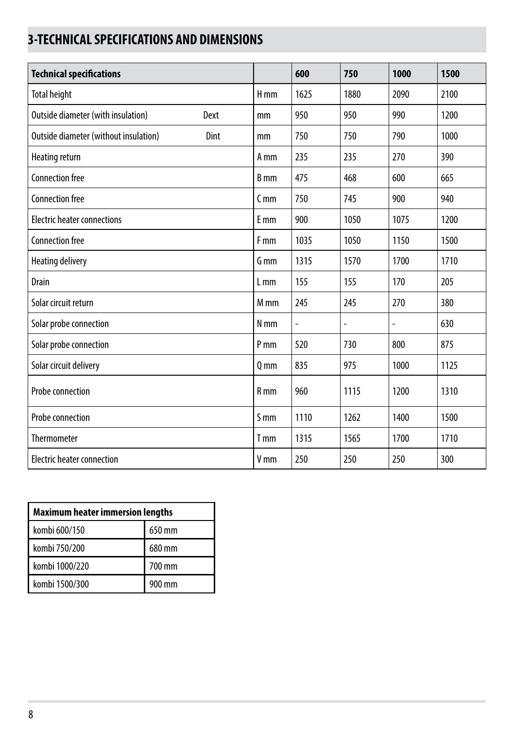## 3-TECHNICAL SPECIFICATIONS AND DIMENSIONS

| Technical specifications | | | 600 | 750 | 1000 | 1500 |
|---|---|---|---|---|---|---|
| Total height | | H mm | 1625 | 1880 | 2090 | 2100 |
| Outside diameter (with insulation) | Dext | mm | 950 | 950 | 990 | 1200 |
| Outside diameter (without insulation) | Dint | mm | 750 | 750 | 790 | 1000 |
| Heating return | | A mm | 235 | 235 | 270 | 390 |
| Connection free | | B mm | 475 | 468 | 600 | 665 |
| Connection free | | C mm | 750 | 745 | 900 | 940 |
| Electric heater connections | | E mm | 900 | 1050 | 1075 | 1200 |
| Connection free | | F mm | 1035 | 1050 | 1150 | 1500 |
| Heating delivery | | G mm | 1315 | 1570 | 1700 | 1710 |
| Drain | | L mm | 155 | 155 | 170 | 205 |
| Solar circuit return | | M mm | 245 | 245 | 270 | 380 |
| Solar probe connection | | N mm | - | - | - | 630 |
| Solar probe connection | | P mm | 520 | 730 | 800 | 875 |
| Solar circuit delivery | | Q mm | 835 | 975 | 1000 | 1125 |
| Probe connection | | R mm | 960 | 1115 | 1200 | 1310 |
| Probe connection | | S mm | 1110 | 1262 | 1400 | 1500 |
| Thermometer | | T mm | 1315 | 1565 | 1700 | 1710 |
| Electric heater connection | | V mm | 250 | 250 | 250 | 300 |

| Maximum heater immersion lengths | |
|---|---|
| kombi 600/150 | 650 mm |
| kombi 750/200 | 680 mm |
| kombi 1000/220 | 700 mm |
| kombi 1500/300 | 900 mm |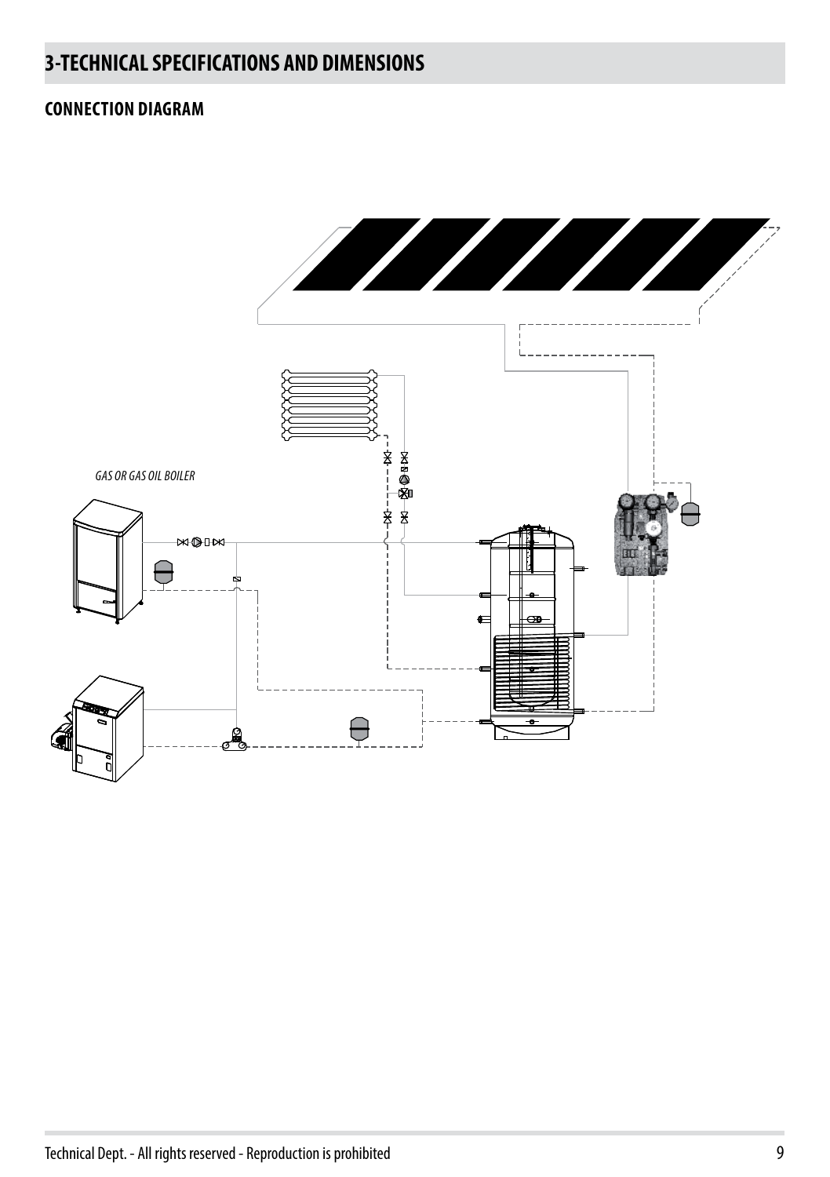## 3-TECHNICAL SPECIFICATIONS AND DIMENSIONS

### CONNECTION DIAGRAM

*GAS OR GAS OIL BOILER*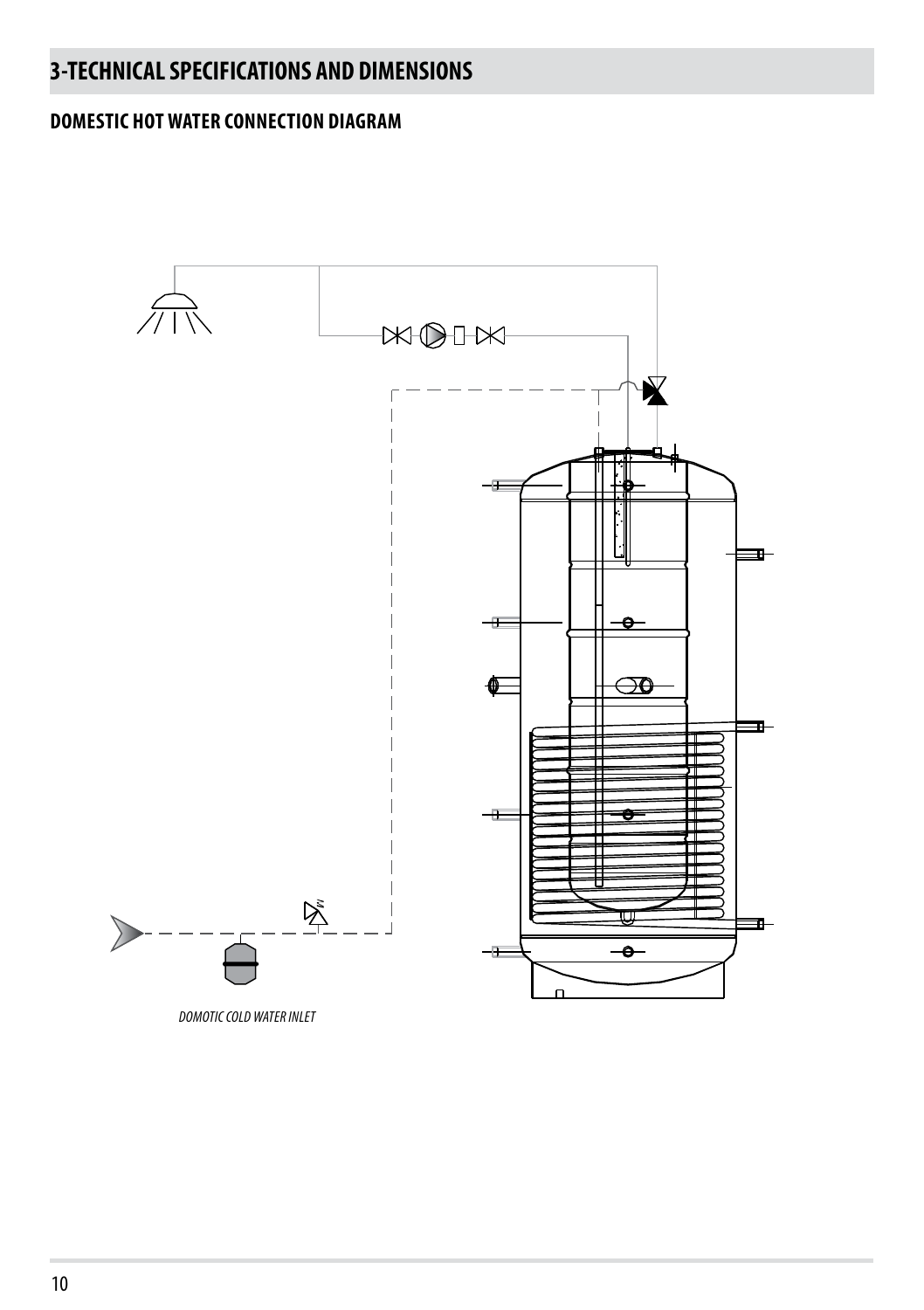# 3-TECHNICAL SPECIFICATIONS AND DIMENSIONS

## DOMESTIC HOT WATER CONNECTION DIAGRAM

*DOMOTIC COLD WATER INLET*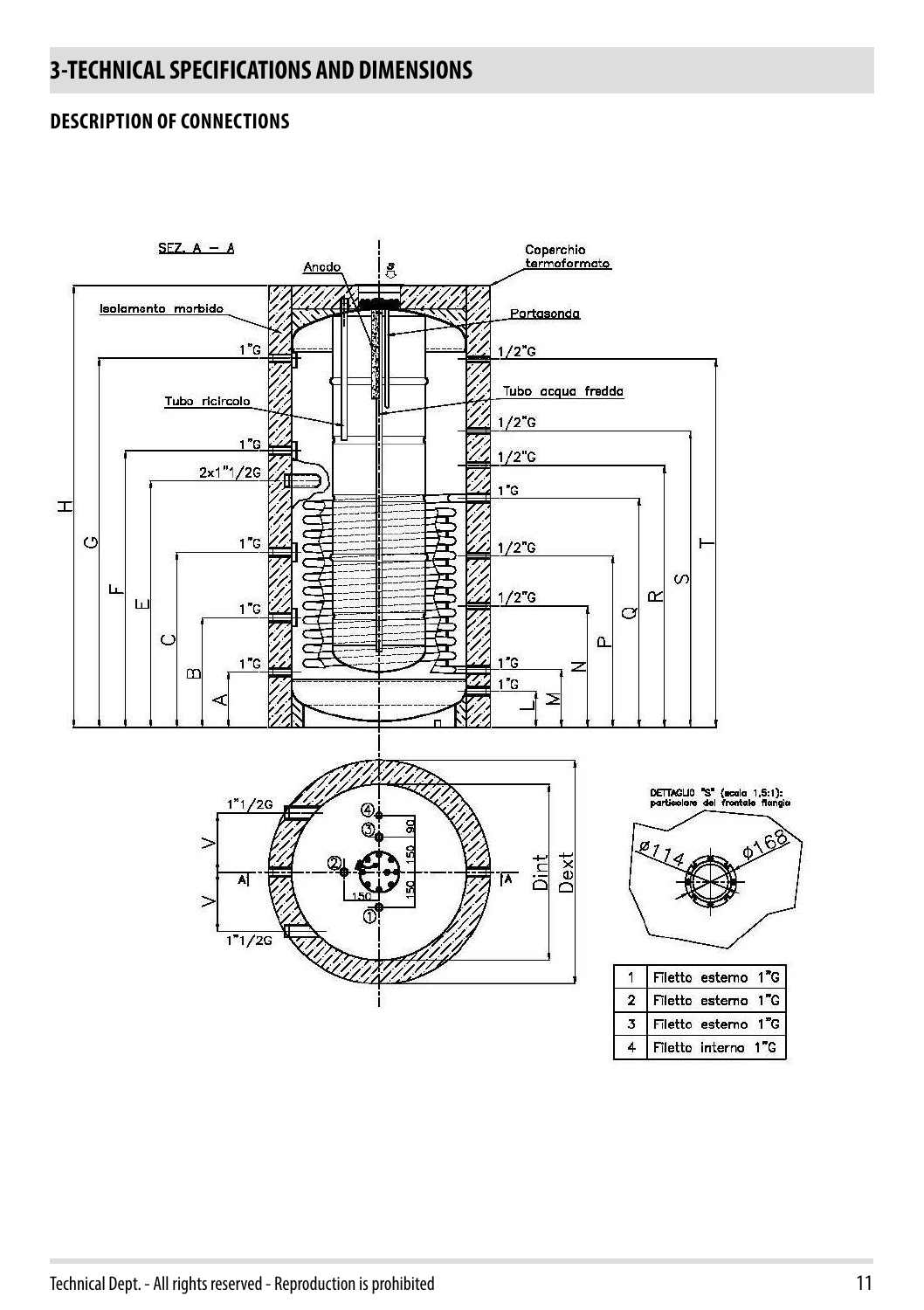## 3-TECHNICAL SPECIFICATIONS AND DIMENSIONS

### DESCRIPTION OF CONNECTIONS

SEZ. A – A

Anodo

Coperchio termoformato

Isolamento morbido

Portasonda

Tubo ricircolo

Tubo acqua fredda

DETTAGLIO "S" (scala 1,5:1): particolare del frontale flangia

| | |
|---|---|
| 1 | Filetto esterno 1"G |
| 2 | Filetto esterno 1"G |
| 3 | Filetto esterno 1"G |
| 4 | Filetto interno 1"G |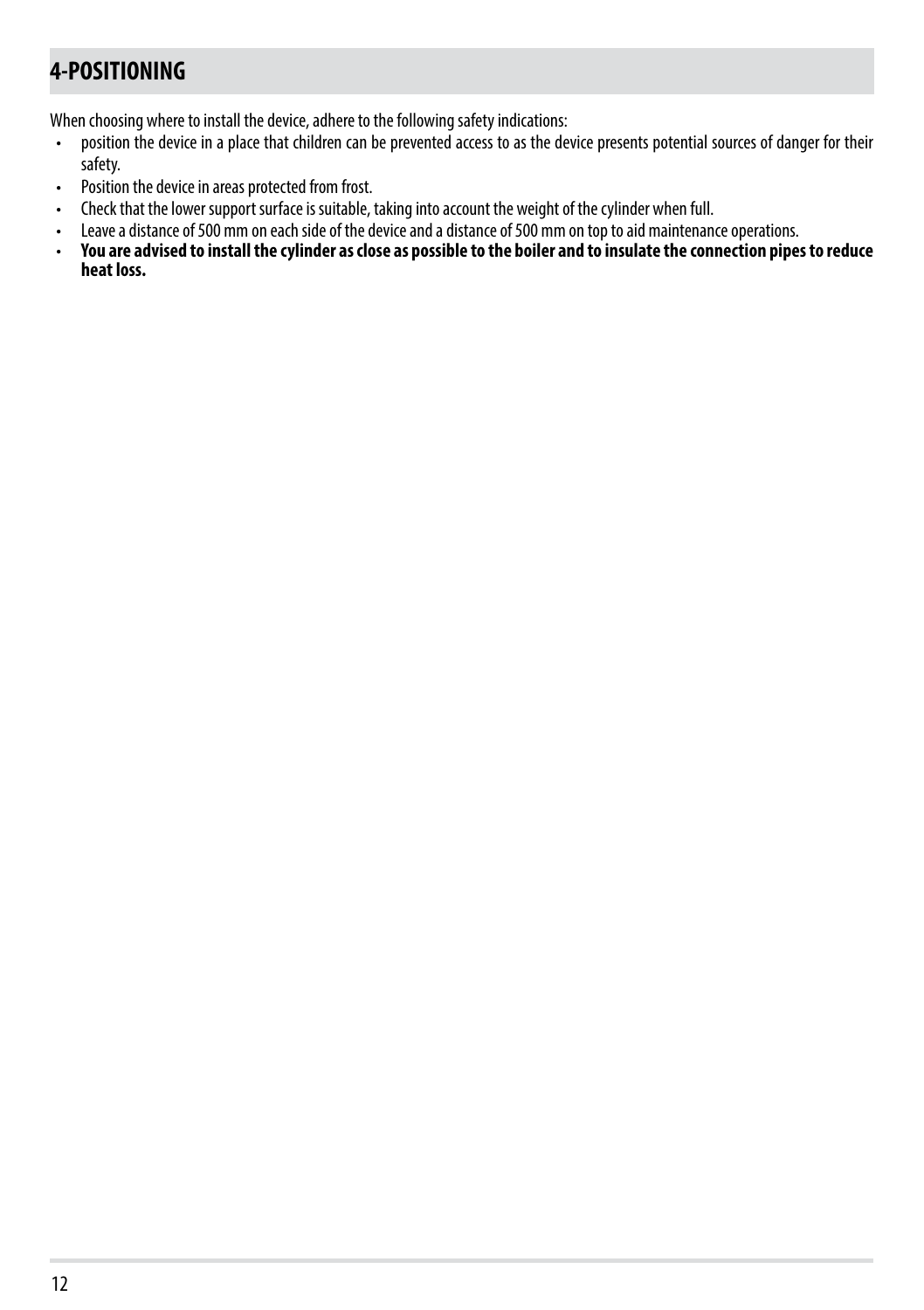## 4-POSITIONING

When choosing where to install the device, adhere to the following safety indications:

- position the device in a place that children can be prevented access to as the device presents potential sources of danger for their safety.
- Position the device in areas protected from frost.
- Check that the lower support surface is suitable, taking into account the weight of the cylinder when full.
- Leave a distance of 500 mm on each side of the device and a distance of 500 mm on top to aid maintenance operations.
- **You are advised to install the cylinder as close as possible to the boiler and to insulate the connection pipes to reduce heat loss.**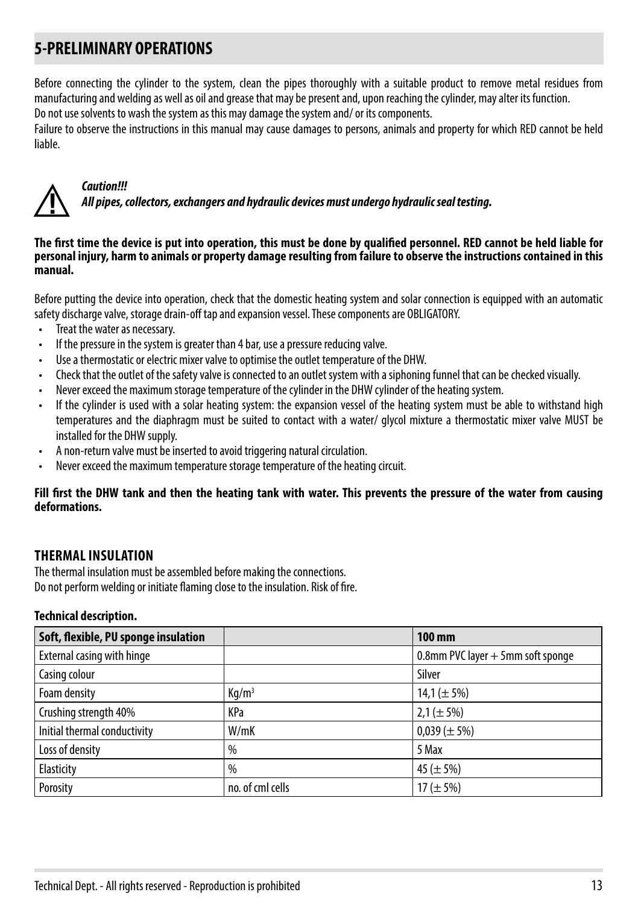## 5-PRELIMINARY OPERATIONS

Before connecting the cylinder to the system, clean the pipes thoroughly with a suitable product to remove metal residues from manufacturing and welding as well as oil and grease that may be present and, upon reaching the cylinder, may alter its function.
Do not use solvents to wash the system as this may damage the system and/ or its components.
Failure to observe the instructions in this manual may cause damages to persons, animals and property for which RED cannot be held liable.

***Caution!!!***
***All pipes, collectors, exchangers and hydraulic devices must undergo hydraulic seal testing.***

**The first time the device is put into operation, this must be done by qualified personnel. RED cannot be held liable for personal injury, harm to animals or property damage resulting from failure to observe the instructions contained in this manual.**

Before putting the device into operation, check that the domestic heating system and solar connection is equipped with an automatic safety discharge valve, storage drain-off tap and expansion vessel. These components are OBLIGATORY.

- Treat the water as necessary.
- If the pressure in the system is greater than 4 bar, use a pressure reducing valve.
- Use a thermostatic or electric mixer valve to optimise the outlet temperature of the DHW.
- Check that the outlet of the safety valve is connected to an outlet system with a siphoning funnel that can be checked visually.
- Never exceed the maximum storage temperature of the cylinder in the DHW cylinder of the heating system.
- If the cylinder is used with a solar heating system: the expansion vessel of the heating system must be able to withstand high temperatures and the diaphragm must be suited to contact with a water/ glycol mixture a thermostatic mixer valve MUST be installed for the DHW supply.
- A non-return valve must be inserted to avoid triggering natural circulation.
- Never exceed the maximum temperature storage temperature of the heating circuit.

**Fill first the DHW tank and then the heating tank with water. This prevents the pressure of the water from causing deformations.**

### THERMAL INSULATION

The thermal insulation must be assembled before making the connections.
Do not perform welding or initiate flaming close to the insulation. Risk of fire.

**Technical description.**

| Soft, flexible, PU sponge insulation | | 100 mm |
|---|---|---|
| External casing with hinge | | 0.8mm PVC layer + 5mm soft sponge |
| Casing colour | | Silver |
| Foam density | $Kg/m^3$ | 14,1 (± 5%) |
| Crushing strength 40% | KPa | 2,1 (± 5%) |
| Initial thermal conductivity | W/mK | 0,039 (± 5%) |
| Loss of density | % | 5 Max |
| Elasticity | % | 45 (± 5%) |
| Porosity | no. of cml cells | 17 (± 5%) |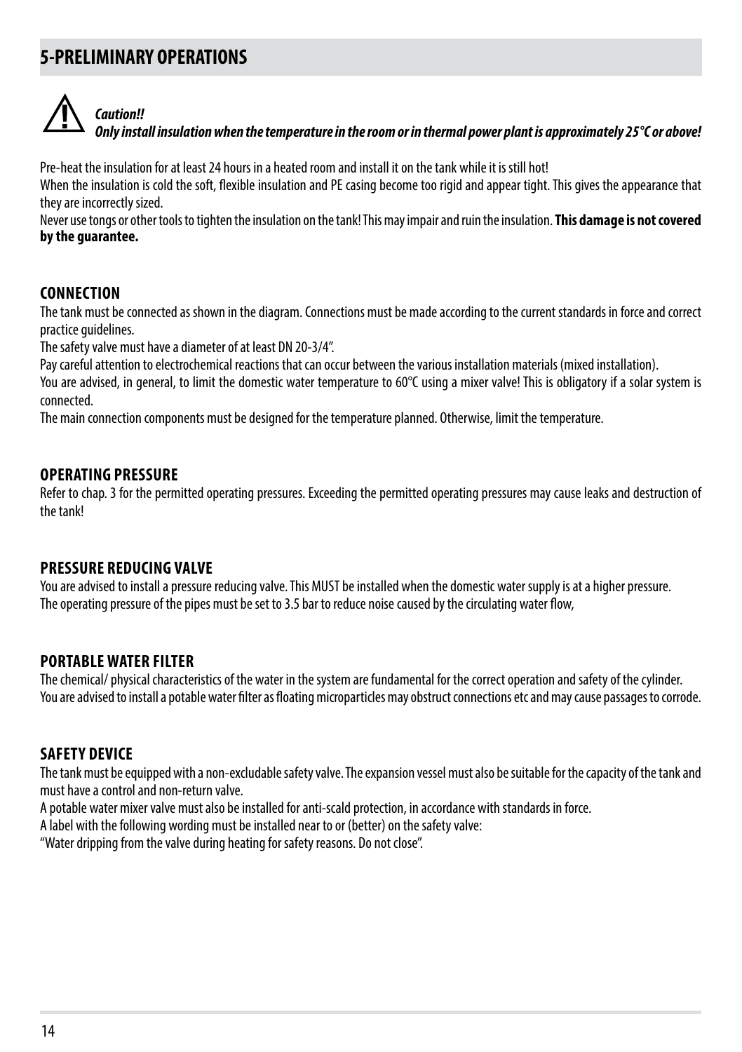# 5-PRELIMINARY OPERATIONS

***Caution!!***
***Only install insulation when the temperature in the room or in thermal power plant is approximately 25°C or above!***

Pre-heat the insulation for at least 24 hours in a heated room and install it on the tank while it is still hot!
When the insulation is cold the soft, flexible insulation and PE casing become too rigid and appear tight. This gives the appearance that they are incorrectly sized.
Never use tongs or other tools to tighten the insulation on the tank! This may impair and ruin the insulation. **This damage is not covered by the guarantee.**

## CONNECTION

The tank must be connected as shown in the diagram. Connections must be made according to the current standards in force and correct practice guidelines.
The safety valve must have a diameter of at least DN 20-3/4".
Pay careful attention to electrochemical reactions that can occur between the various installation materials (mixed installation).
You are advised, in general, to limit the domestic water temperature to 60°C using a mixer valve! This is obligatory if a solar system is connected.
The main connection components must be designed for the temperature planned. Otherwise, limit the temperature.

## OPERATING PRESSURE

Refer to chap. 3 for the permitted operating pressures. Exceeding the permitted operating pressures may cause leaks and destruction of the tank!

## PRESSURE REDUCING VALVE

You are advised to install a pressure reducing valve. This MUST be installed when the domestic water supply is at a higher pressure.
The operating pressure of the pipes must be set to 3.5 bar to reduce noise caused by the circulating water flow,

## PORTABLE WATER FILTER

The chemical/ physical characteristics of the water in the system are fundamental for the correct operation and safety of the cylinder.
You are advised to install a potable water filter as floating microparticles may obstruct connections etc and may cause passages to corrode.

## SAFETY DEVICE

The tank must be equipped with a non-excludable safety valve. The expansion vessel must also be suitable for the capacity of the tank and must have a control and non-return valve.
A potable water mixer valve must also be installed for anti-scald protection, in accordance with standards in force.
A label with the following wording must be installed near to or (better) on the safety valve:
"Water dripping from the valve during heating for safety reasons. Do not close".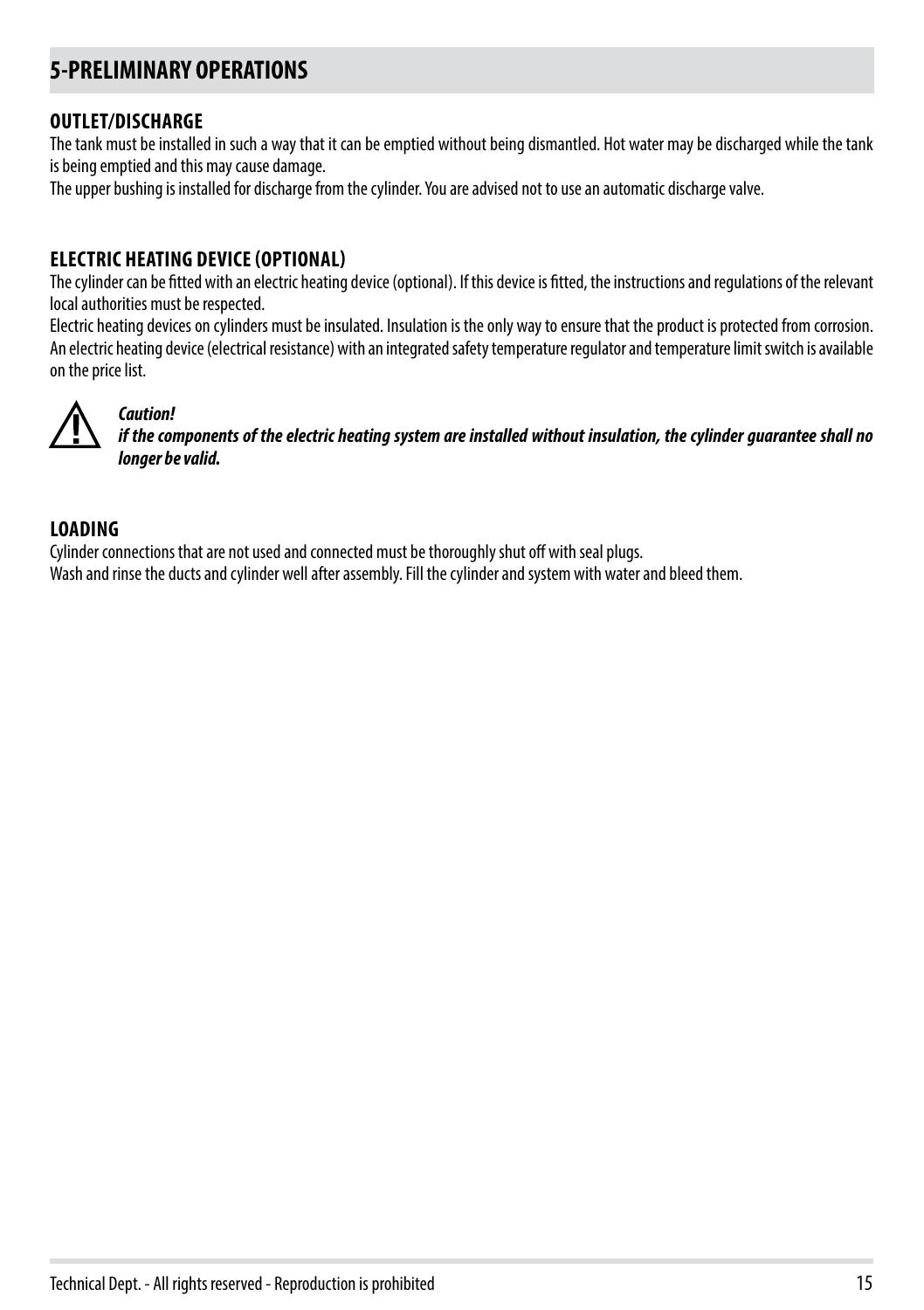## 5-PRELIMINARY OPERATIONS

### OUTLET/DISCHARGE

The tank must be installed in such a way that it can be emptied without being dismantled. Hot water may be discharged while the tank is being emptied and this may cause damage.
The upper bushing is installed for discharge from the cylinder. You are advised not to use an automatic discharge valve.

### ELECTRIC HEATING DEVICE (OPTIONAL)

The cylinder can be fitted with an electric heating device (optional). If this device is fitted, the instructions and regulations of the relevant local authorities must be respected.
Electric heating devices on cylinders must be insulated. Insulation is the only way to ensure that the product is protected from corrosion.
An electric heating device (electrical resistance) with an integrated safety temperature regulator and temperature limit switch is available on the price list.

***Caution!***
***if the components of the electric heating system are installed without insulation, the cylinder guarantee shall no longer be valid.***

### LOADING

Cylinder connections that are not used and connected must be thoroughly shut off with seal plugs.
Wash and rinse the ducts and cylinder well after assembly. Fill the cylinder and system with water and bleed them.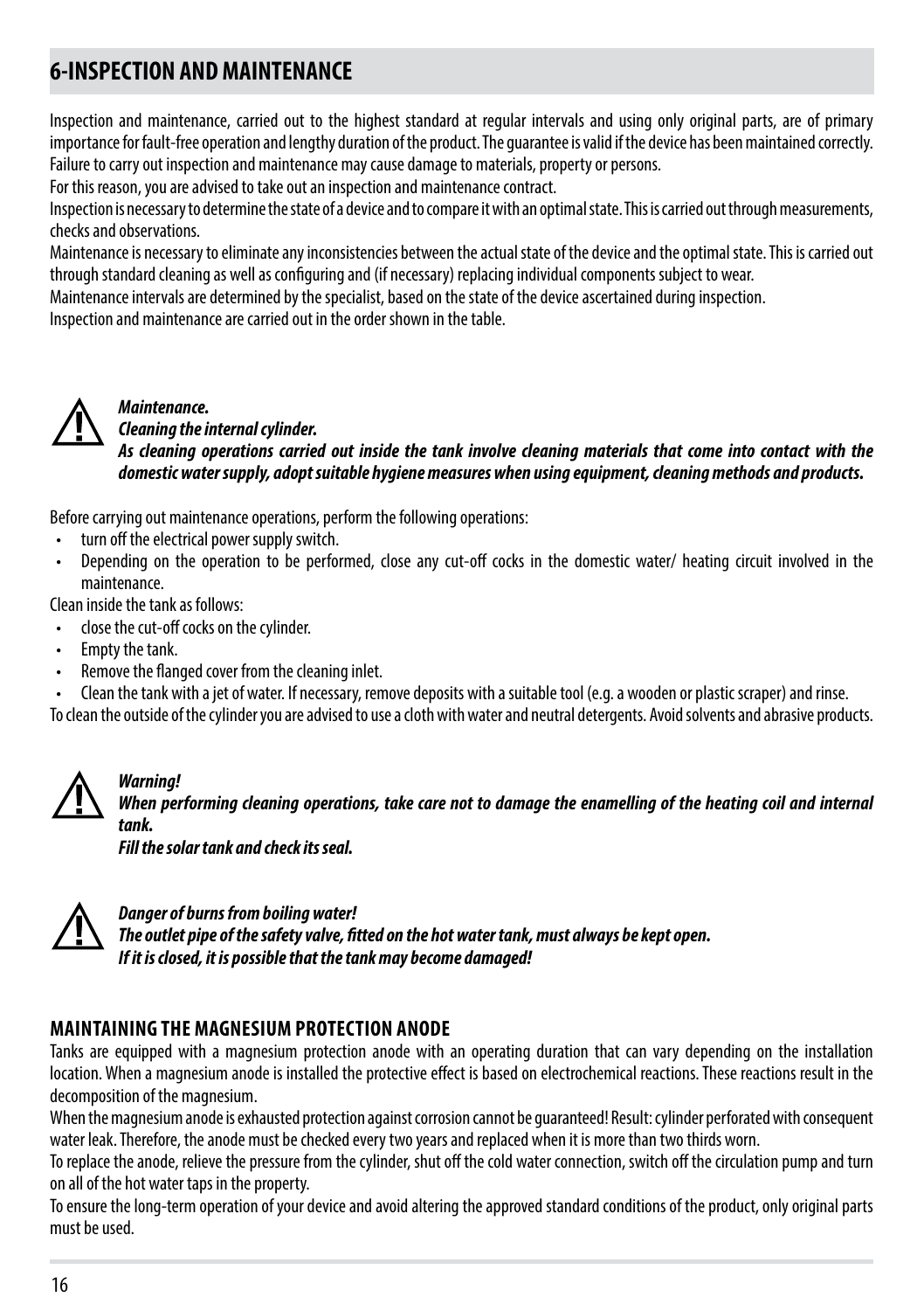## 6-INSPECTION AND MAINTENANCE

Inspection and maintenance, carried out to the highest standard at regular intervals and using only original parts, are of primary importance for fault-free operation and lengthy duration of the product. The guarantee is valid if the device has been maintained correctly. Failure to carry out inspection and maintenance may cause damage to materials, property or persons.

For this reason, you are advised to take out an inspection and maintenance contract.

Inspection is necessary to determine the state of a device and to compare it with an optimal state. This is carried out through measurements, checks and observations.

Maintenance is necessary to eliminate any inconsistencies between the actual state of the device and the optimal state. This is carried out through standard cleaning as well as configuring and (if necessary) replacing individual components subject to wear.

Maintenance intervals are determined by the specialist, based on the state of the device ascertained during inspection.

Inspection and maintenance are carried out in the order shown in the table.

***Maintenance.***
***Cleaning the internal cylinder.***
***As cleaning operations carried out inside the tank involve cleaning materials that come into contact with the domestic water supply, adopt suitable hygiene measures when using equipment, cleaning methods and products.***

Before carrying out maintenance operations, perform the following operations:

- turn off the electrical power supply switch.
- Depending on the operation to be performed, close any cut-off cocks in the domestic water/ heating circuit involved in the maintenance.

Clean inside the tank as follows:

- close the cut-off cocks on the cylinder.
- Empty the tank.
- Remove the flanged cover from the cleaning inlet.
- Clean the tank with a jet of water. If necessary, remove deposits with a suitable tool (e.g. a wooden or plastic scraper) and rinse.

To clean the outside of the cylinder you are advised to use a cloth with water and neutral detergents. Avoid solvents and abrasive products.

***Warning!***
***When performing cleaning operations, take care not to damage the enamelling of the heating coil and internal tank.***
***Fill the solar tank and check its seal.***

***Danger of burns from boiling water!***
***The outlet pipe of the safety valve, fitted on the hot water tank, must always be kept open.***
***If it is closed, it is possible that the tank may become damaged!***

### MAINTAINING THE MAGNESIUM PROTECTION ANODE

Tanks are equipped with a magnesium protection anode with an operating duration that can vary depending on the installation location. When a magnesium anode is installed the protective effect is based on electrochemical reactions. These reactions result in the decomposition of the magnesium.

When the magnesium anode is exhausted protection against corrosion cannot be guaranteed! Result: cylinder perforated with consequent water leak. Therefore, the anode must be checked every two years and replaced when it is more than two thirds worn.

To replace the anode, relieve the pressure from the cylinder, shut off the cold water connection, switch off the circulation pump and turn on all of the hot water taps in the property.

To ensure the long-term operation of your device and avoid altering the approved standard conditions of the product, only original parts must be used.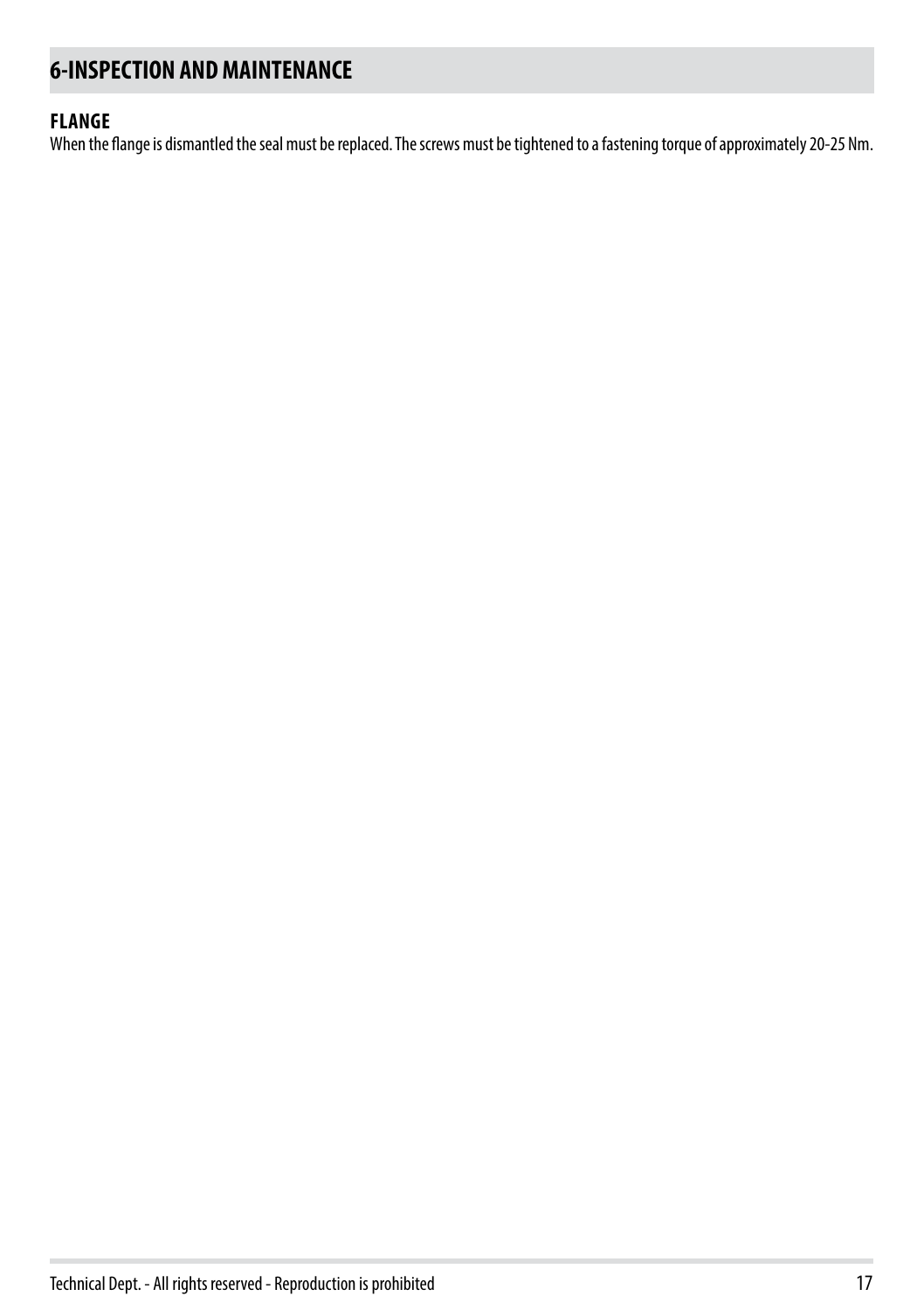# 6-INSPECTION AND MAINTENANCE

## FLANGE

When the flange is dismantled the seal must be replaced. The screws must be tightened to a fastening torque of approximately 20-25 Nm.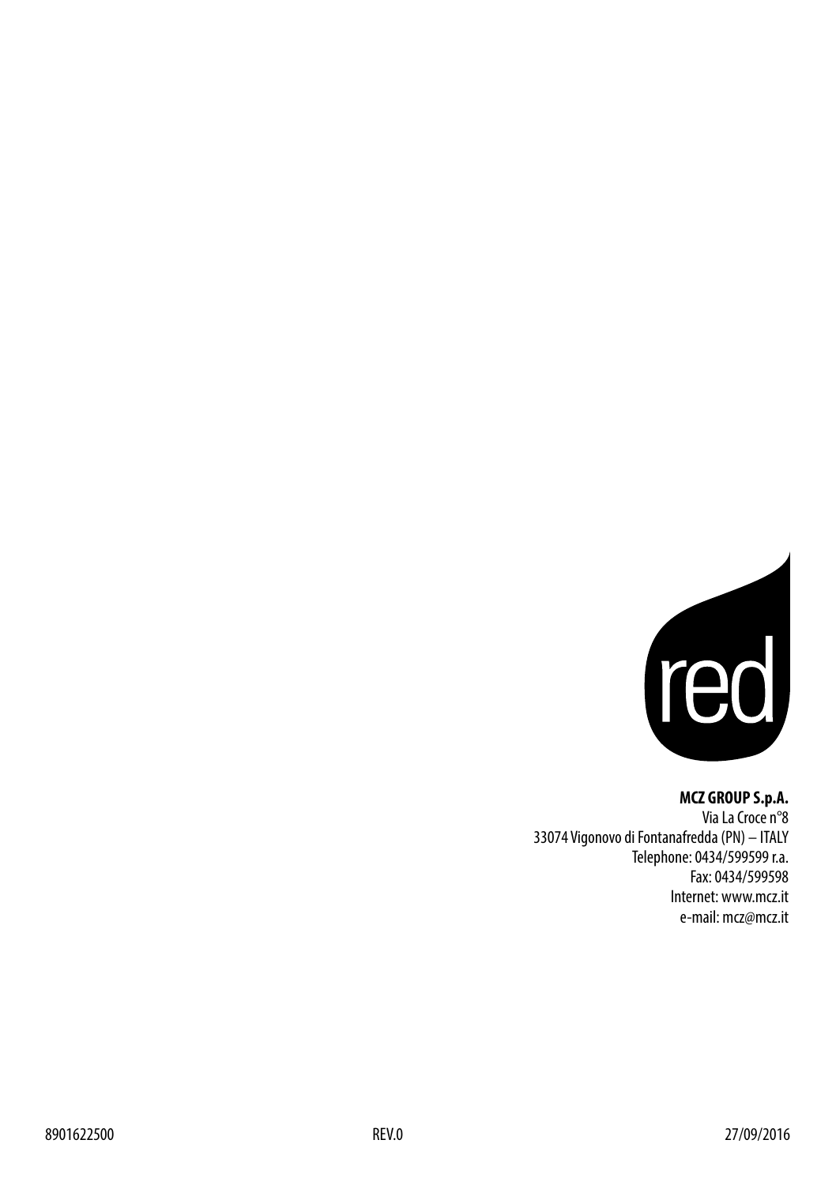red

**MCZ GROUP S.p.A.**
Via La Croce n°8
33074 Vigonovo di Fontanafredda (PN) – ITALY
Telephone: 0434/599599 r.a.
Fax: 0434/599598
Internet: www.mcz.it
e-mail: mcz@mcz.it

8901622500 REV.0 27/09/2016